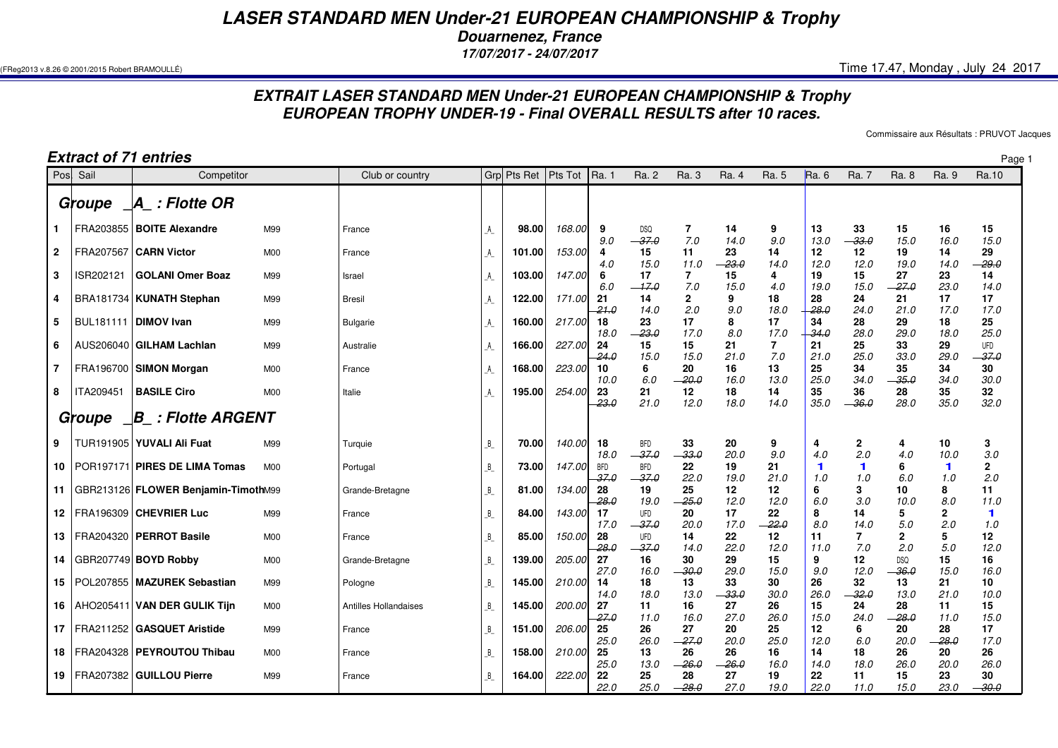# LASER STANDARD MEN Under-21 EUROPEAN CHAMPIONSHIP & Trophy

**Douarnenez, France**

**17/07/2017 - 24/07/2017**

(FReg2013 v.8.26 © 2001/2015 Robert BRAMOULLÉ) Time 17.47, Monday , July 24 2017

## EXTRAIT LASER STANDARD MEN Under-21 EUROPEAN CHAMPIONSHIP & Trophy EUROPEAN TROPHY UNDER-19 - Final OVERALL RESULTS after 10 races.

Commissaire aux Résultats : PRUVOT Jacques

### Extract of 71 entries

| Pos | Sail | Competitor | | Club or country | Grp | Pts Ret | Pts Tot | Ra. 1 | Ra. 2 | Ra. 3 | Ra. 4 | Ra. 5 | Ra. 6 | Ra. 7 | Ra. 8 | Ra. 9 | Ra.10 |
|---|---|---|---|---|---|---|---|---|---|---|---|---|---|---|---|---|---|
| **Groupe _A_ : Flotte OR** | | | | | | | | | | | | | | | | | |
| 1 | FRA203855 | **BOITE Alexandre** | M99 | France | _A_ | 98.00 | 168.00 | 9 9.0 | DSQ ~~37.0~~ | 7 7.0 | 14 14.0 | 9 9.0 | 13 13.0 | 33 ~~33.0~~ | 15 15.0 | 16 16.0 | 15 15.0 |
| 2 | FRA207567 | **CARN Victor** | M00 | France | _A_ | 101.00 | 153.00 | 4 4.0 | 15 15.0 | 11 11.0 | 23 ~~23.0~~ | 14 14.0 | 12 12.0 | 12 12.0 | 19 19.0 | 14 14.0 | 29 ~~29.0~~ |
| 3 | ISR202121 | **GOLANI Omer Boaz** | M99 | Israel | _A_ | 103.00 | 147.00 | 6 6.0 | 17 ~~17.0~~ | 7 7.0 | 15 15.0 | 4 4.0 | 19 19.0 | 15 15.0 | 27 ~~27.0~~ | 23 23.0 | 14 14.0 |
| 4 | BRA181734 | **KUNATH Stephan** | M99 | Bresil | _A_ | 122.00 | 171.00 | 21 ~~21.0~~ | 14 14.0 | 2 2.0 | 9 9.0 | 18 18.0 | 28 ~~28.0~~ | 24 24.0 | 21 21.0 | 17 17.0 | 17 17.0 |
| 5 | BUL181111 | **DIMOV Ivan** | M99 | Bulgarie | _A_ | 160.00 | 217.00 | 18 18.0 | 23 ~~23.0~~ | 17 17.0 | 8 8.0 | 17 17.0 | 34 ~~34.0~~ | 28 28.0 | 29 29.0 | 18 18.0 | 25 25.0 |
| 6 | AUS206040 | **GILHAM Lachlan** | M99 | Australie | _A_ | 166.00 | 227.00 | 24 ~~24.0~~ | 15 15.0 | 15 15.0 | 21 21.0 | 7 7.0 | 21 21.0 | 25 25.0 | 33 33.0 | 29 29.0 | UFD ~~37.0~~ |
| 7 | FRA196700 | **SIMON Morgan** | M00 | France | _A_ | 168.00 | 223.00 | 10 10.0 | 6 6.0 | 20 ~~20.0~~ | 16 16.0 | 13 13.0 | 25 25.0 | 34 34.0 | 35 ~~35.0~~ | 34 34.0 | 30 30.0 |
| 8 | ITA209451 | **BASILE Ciro** | M00 | Italie | _A_ | 195.00 | 254.00 | 23 ~~23.0~~ | 21 21.0 | 12 12.0 | 18 18.0 | 14 14.0 | 35 35.0 | 36 ~~36.0~~ | 28 28.0 | 35 35.0 | 32 32.0 |
| **Groupe _B_ : Flotte ARGENT** | | | | | | | | | | | | | | | | | |
| 9 | TUR191905 | **YUVALI Ali Fuat** | M99 | Turquie | _B_ | 70.00 | 140.00 | 18 18.0 | BFD ~~37.0~~ | 33 ~~33.0~~ | 20 20.0 | 9 9.0 | 4 4.0 | 2 2.0 | 4 4.0 | 10 10.0 | 3 3.0 |
| 10 | POR197171 | **PIRES DE LIMA Tomas** | M00 | Portugal | _B_ | 73.00 | 147.00 | BFD ~~37.0~~ | BFD ~~37.0~~ | 22 22.0 | 19 19.0 | 21 21.0 | 1 1.0 | 1 1.0 | 6 6.0 | 1 1.0 | 2 2.0 |
| 11 | GBR213126 | **FLOWER Benjamin-Timoth** | M99 | Grande-Bretagne | _B_ | 81.00 | 134.00 | 28 ~~28.0~~ | 19 19.0 | 25 ~~25.0~~ | 12 12.0 | 12 12.0 | 6 6.0 | 3 3.0 | 10 10.0 | 8 8.0 | 11 11.0 |
| 12 | FRA196309 | **CHEVRIER Luc** | M99 | France | _B_ | 84.00 | 143.00 | 17 17.0 | UFD ~~37.0~~ | 20 20.0 | 17 17.0 | 22 ~~22.0~~ | 8 8.0 | 14 14.0 | 5 5.0 | 2 2.0 | 1 1.0 |
| 13 | FRA204320 | **PERROT Basile** | M00 | France | _B_ | 85.00 | 150.00 | 28 ~~28.0~~ | UFD ~~37.0~~ | 14 14.0 | 22 22.0 | 12 12.0 | 11 11.0 | 7 7.0 | 2 2.0 | 5 5.0 | 12 12.0 |
| 14 | GBR207749 | **BOYD Robby** | M00 | Grande-Bretagne | _B_ | 139.00 | 205.00 | 27 27.0 | 16 16.0 | 30 ~~30.0~~ | 29 29.0 | 15 15.0 | 9 9.0 | 12 12.0 | DSQ ~~36.0~~ | 15 15.0 | 16 16.0 |
| 15 | POL207855 | **MAZUREK Sebastian** | M99 | Pologne | _B_ | 145.00 | 210.00 | 14 14.0 | 18 18.0 | 13 13.0 | 33 ~~33.0~~ | 30 30.0 | 26 26.0 | 32 ~~32.0~~ | 13 13.0 | 21 21.0 | 10 10.0 |
| 16 | AHO205411 | **VAN DER GULIK Tijn** | M00 | Antilles Hollandaises | _B_ | 145.00 | 200.00 | 27 ~~27.0~~ | 11 11.0 | 16 16.0 | 27 27.0 | 26 26.0 | 15 15.0 | 24 24.0 | 28 ~~28.0~~ | 11 11.0 | 15 15.0 |
| 17 | FRA211252 | **GASQUET Aristide** | M99 | France | _B_ | 151.00 | 206.00 | 25 25.0 | 26 26.0 | 27 ~~27.0~~ | 20 20.0 | 25 25.0 | 12 12.0 | 6 6.0 | 20 20.0 | 28 ~~28.0~~ | 17 17.0 |
| 18 | FRA204328 | **PEYROUTOU Thibau** | M00 | France | _B_ | 158.00 | 210.00 | 25 25.0 | 13 13.0 | 26 ~~26.0~~ | 26 ~~26.0~~ | 16 16.0 | 14 14.0 | 18 18.0 | 26 26.0 | 20 20.0 | 26 26.0 |
| 19 | FRA207382 | **GUILLOU Pierre** | M99 | France | _B_ | 164.00 | 222.00 | 22 22.0 | 25 25.0 | 28 ~~28.0~~ | 27 27.0 | 19 19.0 | 22 22.0 | 11 11.0 | 15 15.0 | 23 23.0 | 30 ~~30.0~~ |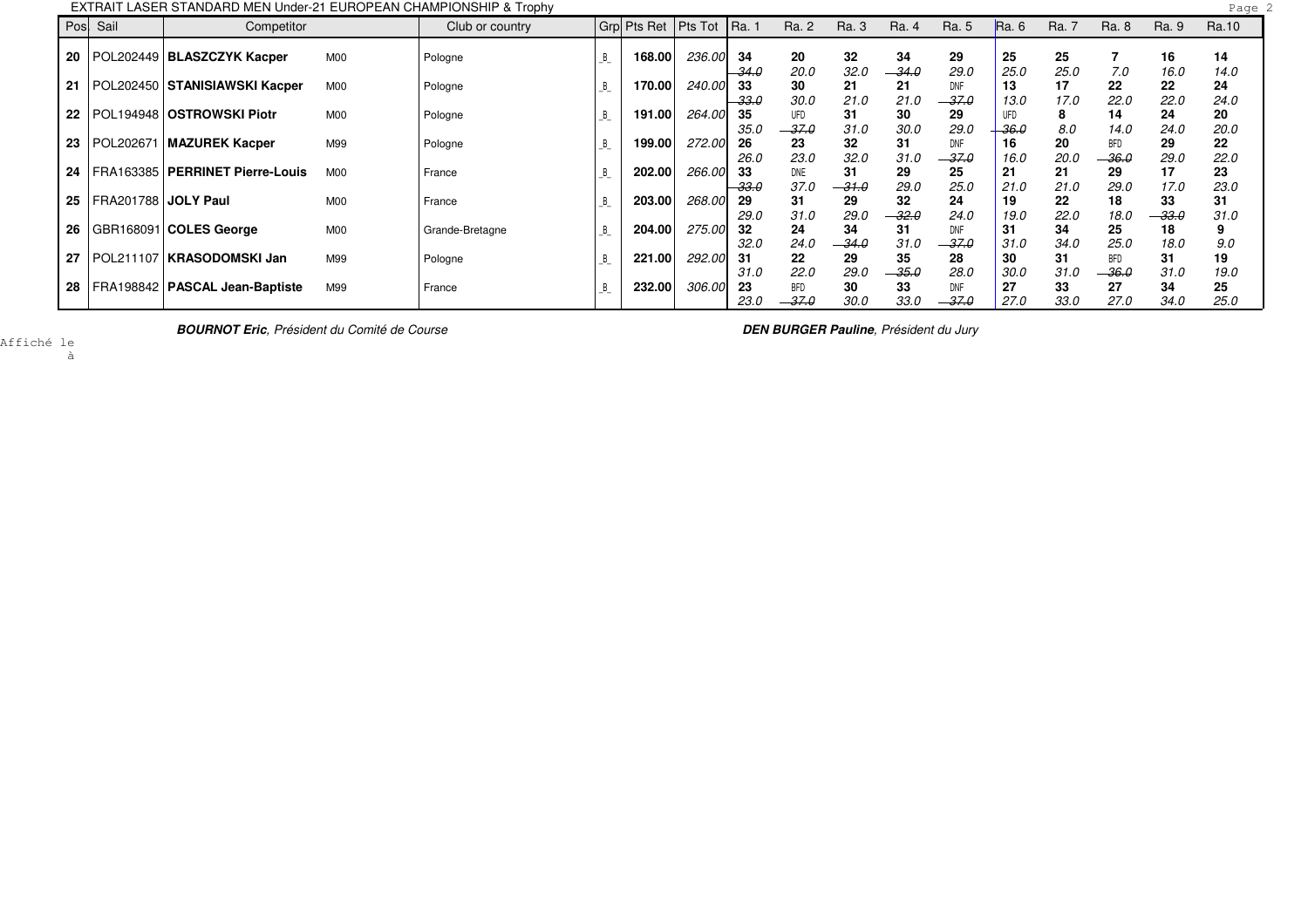EXTRAIT LASER STANDARD MEN Under-21 EUROPEAN CHAMPIONSHIP & Trophy

| Pos. | Sail | Competitor | | Club or country | Grp | Pts Ret | Pts Tot | Ra. 1 | Ra. 2 | Ra. 3 | Ra. 4 | Ra. 5 | Ra. 6 | Ra. 7 | Ra. 8 | Ra. 9 | Ra.10 |
|---|---|---|---|---|---|---|---|---|---|---|---|---|---|---|---|---|---|
| 20 | POL202449 | **BLASZCZYK Kacper** | M00 | Pologne | _B_ | **168.00** | *236.00* | **34** *~~34.0~~* | **20** *20.0* | **32** *32.0* | **34** *~~34.0~~* | **29** *29.0* | **25** *25.0* | **25** *25.0* | **7** *7.0* | **16** *16.0* | **14** *14.0* |
| 21 | POL202450 | **STANISIAWSKI Kacper** | M00 | Pologne | _B_ | **170.00** | *240.00* | **33** *~~33.0~~* | **30** *30.0* | **21** *21.0* | **21** *21.0* | DNF *~~37.0~~* | **13** *13.0* | **17** *17.0* | **22** *22.0* | **22** *22.0* | **24** *24.0* |
| 22 | POL194948 | **OSTROWSKI Piotr** | M00 | Pologne | _B_ | **191.00** | *264.00* | **35** *35.0* | UFD *~~37.0~~* | **31** *31.0* | **30** *30.0* | **29** *29.0* | UFD *~~36.0~~* | **8** *8.0* | **14** *14.0* | **24** *24.0* | **20** *20.0* |
| 23 | POL202671 | **MAZUREK Kacper** | M99 | Pologne | _B_ | **199.00** | *272.00* | **26** *26.0* | **23** *23.0* | **32** *32.0* | **31** *31.0* | DNF *~~37.0~~* | **16** *16.0* | **20** *20.0* | BFD *~~36.0~~* | **29** *29.0* | **22** *22.0* |
| 24 | FRA163385 | **PERRINET Pierre-Louis** | M00 | France | _B_ | **202.00** | *266.00* | **33** *~~33.0~~* | DNE *37.0* | **31** *~~31.0~~* | **29** *29.0* | **25** *25.0* | **21** *21.0* | **21** *21.0* | **29** *29.0* | **17** *17.0* | **23** *23.0* |
| 25 | FRA201788 | **JOLY Paul** | M00 | France | _B_ | **203.00** | *268.00* | **29** *29.0* | **31** *31.0* | **29** *29.0* | **32** *~~32.0~~* | **24** *24.0* | **19** *19.0* | **22** *22.0* | **18** *18.0* | **33** *~~33.0~~* | **31** *31.0* |
| 26 | GBR168091 | **COLES George** | M00 | Grande-Bretagne | _B_ | **204.00** | *275.00* | **32** *32.0* | **24** *24.0* | **34** *~~34.0~~* | **31** *31.0* | DNF *~~37.0~~* | **31** *31.0* | **34** *34.0* | **25** *25.0* | **18** *18.0* | **9** *9.0* |
| 27 | POL211107 | **KRASODOMSKI Jan** | M99 | Pologne | _B_ | **221.00** | *292.00* | **31** *31.0* | **22** *22.0* | **29** *29.0* | **35** *~~35.0~~* | **28** *28.0* | **30** *30.0* | **31** *31.0* | BFD *~~36.0~~* | **31** *31.0* | **19** *19.0* |
| 28 | FRA198842 | **PASCAL Jean-Baptiste** | M99 | France | _B_ | **232.00** | *306.00* | **23** *23.0* | BFD *~~37.0~~* | **30** *30.0* | **33** *33.0* | DNF *~~37.0~~* | **27** *27.0* | **33** *33.0* | **27** *27.0* | **34** *34.0* | **25** *25.0* |

***BOURNOT Eric**, Président du Comité de Course*

***DEN BURGER Pauline**, Président du Jury*

Affiché le
à